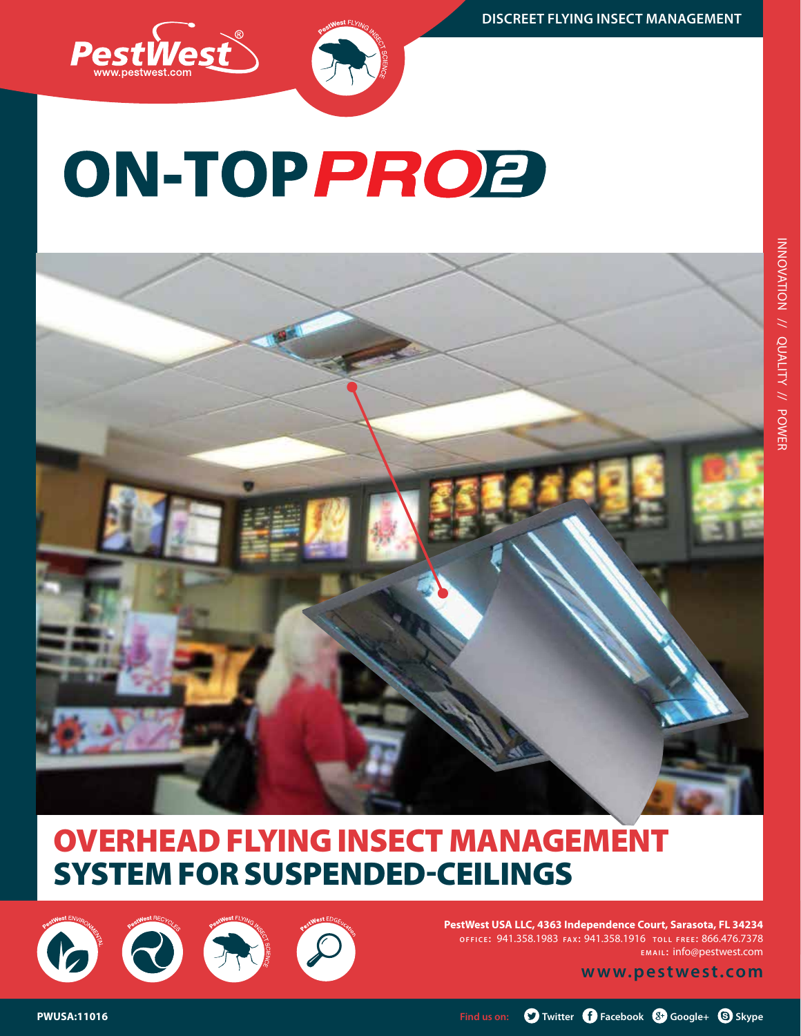DISCREET FLYING INSECT MANAGEMENT

PestWest®
www.pestwest.com

# ON-TOP PRO2

INNOVATION // QUALITY // POWER

## OVERHEAD FLYING INSECT MANAGEMENT SYSTEM FOR SUSPENDED-CEILINGS

**PestWest USA LLC, 4363 Independence Court, Sarasota, FL 34234**
OFFICE: 941.358.1983 FAX: 941.358.1916 TOLL FREE: 866.476.7378
EMAIL: info@pestwest.com

**www.pestwest.com**

PWUSA:11016

Find us on: Twitter Facebook Google+ Skype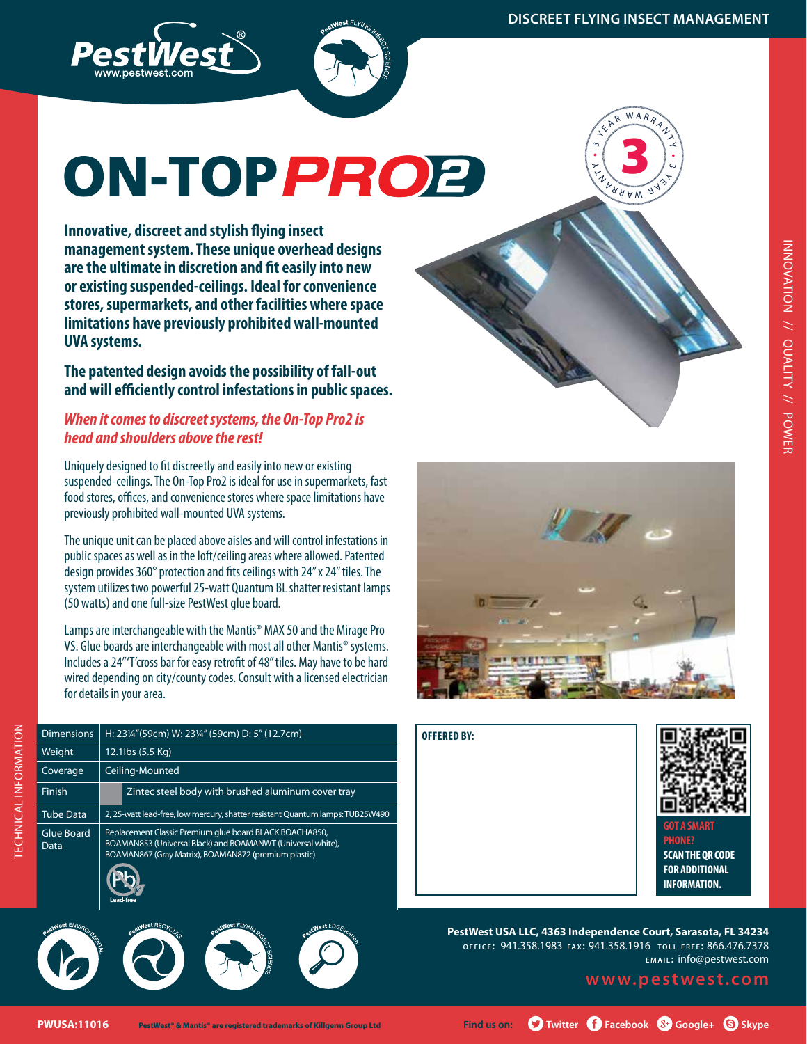DISCREET FLYING INSECT MANAGEMENT

# ON-TOP PRO2

**Innovative, discreet and stylish flying insect management system. These unique overhead designs are the ultimate in discretion and fit easily into new or existing suspended-ceilings. Ideal for convenience stores, supermarkets, and other facilities where space limitations have previously prohibited wall-mounted UVA systems.**

**The patented design avoids the possibility of fall-out and will efficiently control infestations in public spaces.**

***When it comes to discreet systems, the On-Top Pro2 is head and shoulders above the rest!***

Uniquely designed to fit discreetly and easily into new or existing suspended-ceilings. The On-Top Pro2 is ideal for use in supermarkets, fast food stores, offices, and convenience stores where space limitations have previously prohibited wall-mounted UVA systems.

The unique unit can be placed above aisles and will control infestations in public spaces as well as in the loft/ceiling areas where allowed. Patented design provides 360° protection and fits ceilings with 24" x 24" tiles. The system utilizes two powerful 25-watt Quantum BL shatter resistant lamps (50 watts) and one full-size PestWest glue board.

Lamps are interchangeable with the Mantis® MAX 50 and the Mirage Pro VS. Glue boards are interchangeable with most all other Mantis® systems. Includes a 24" 'T' cross bar for easy retrofit of 48" tiles. May have to be hard wired depending on city/county codes. Consult with a licensed electrician for details in your area.

INNOVATION // QUALITY // POWER

3 YEAR WARRANTY

## TECHNICAL INFORMATION

| | |
|---|---|
| Dimensions | H: 23¼"(59cm) W: 23¼" (59cm) D: 5" (12.7cm) |
| Weight | 12.1lbs (5.5 Kg) |
| Coverage | Ceiling-Mounted |
| Finish | Zintec steel body with brushed aluminum cover tray |
| Tube Data | 2, 25-watt lead-free, low mercury, shatter resistant Quantum lamps: TUB25W490 |
| Glue Board Data | Replacement Classic Premium glue board BLACK BOACHA850, BOAMAN853 (Universal Black) and BOAMANWT (Universal white), BOAMAN867 (Gray Matrix), BOAMAN872 (premium plastic) |

Lead-free

OFFERED BY:

GOT A SMART PHONE? SCAN THE QR CODE FOR ADDITIONAL INFORMATION.

**PestWest USA LLC, 4363 Independence Court, Sarasota, FL 34234**
OFFICE: 941.358.1983 FAX: 941.358.1916 TOLL FREE: 866.476.7378
EMAIL: info@pestwest.com

www.pestwest.com

PWUSA:11016 PestWest® & Mantis® are registered trademarks of Killgerm Group Ltd

Find us on: Twitter Facebook Google+ Skype